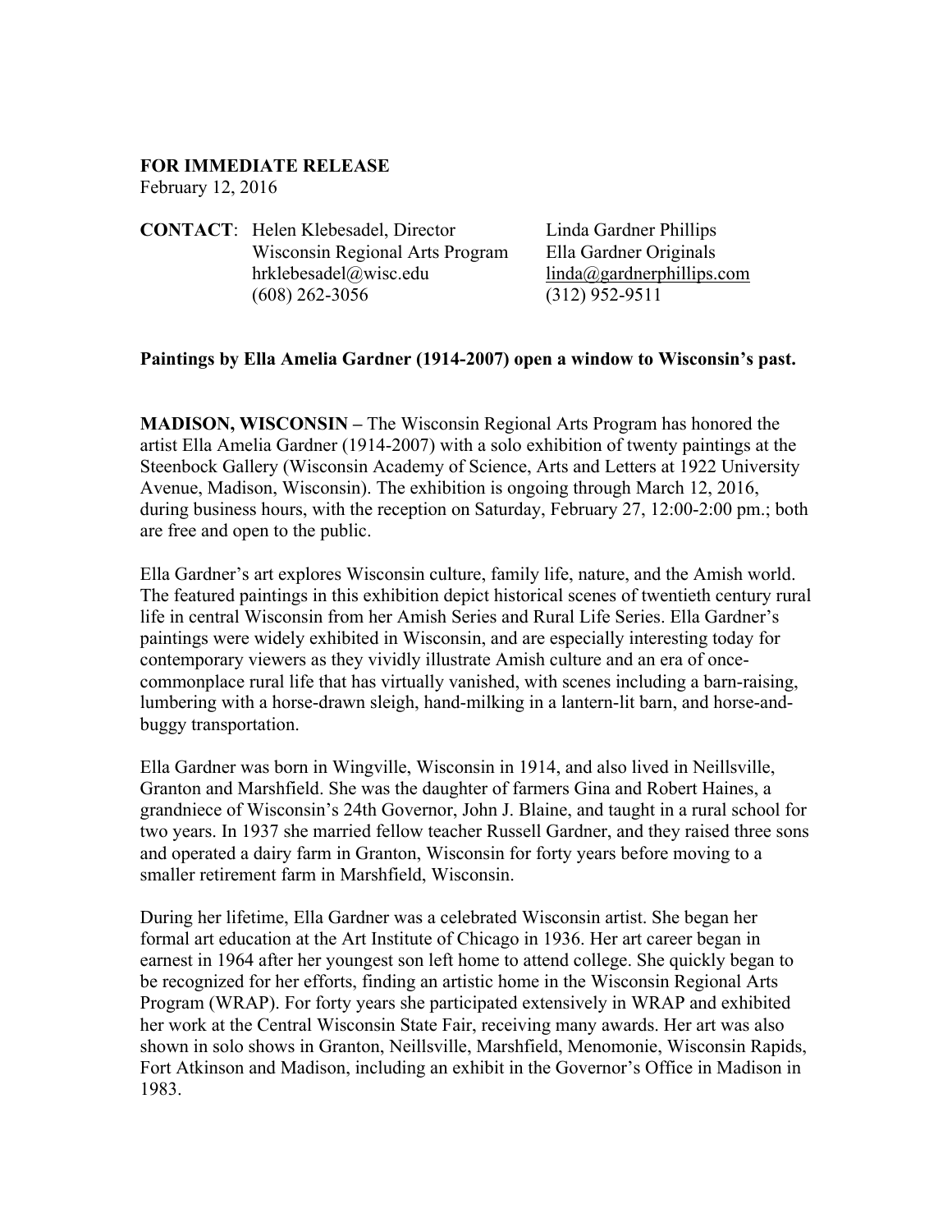**FOR IMMEDIATE RELEASE**
February 12, 2016

**CONTACT**: Helen Klebesadel, Director
Wisconsin Regional Arts Program
hrklebesadel@wisc.edu
(608) 262-3056

Linda Gardner Phillips
Ella Gardner Originals
linda@gardnerphillips.com
(312) 952-9511

**Paintings by Ella Amelia Gardner (1914-2007) open a window to Wisconsin's past.**

**MADISON, WISCONSIN –** The Wisconsin Regional Arts Program has honored the artist Ella Amelia Gardner (1914-2007) with a solo exhibition of twenty paintings at the Steenbock Gallery (Wisconsin Academy of Science, Arts and Letters at 1922 University Avenue, Madison, Wisconsin). The exhibition is ongoing through March 12, 2016, during business hours, with the reception on Saturday, February 27, 12:00-2:00 pm.; both are free and open to the public.

Ella Gardner's art explores Wisconsin culture, family life, nature, and the Amish world. The featured paintings in this exhibition depict historical scenes of twentieth century rural life in central Wisconsin from her Amish Series and Rural Life Series. Ella Gardner's paintings were widely exhibited in Wisconsin, and are especially interesting today for contemporary viewers as they vividly illustrate Amish culture and an era of once-commonplace rural life that has virtually vanished, with scenes including a barn-raising, lumbering with a horse-drawn sleigh, hand-milking in a lantern-lit barn, and horse-and-buggy transportation.

Ella Gardner was born in Wingville, Wisconsin in 1914, and also lived in Neillsville, Granton and Marshfield. She was the daughter of farmers Gina and Robert Haines, a grandniece of Wisconsin's 24th Governor, John J. Blaine, and taught in a rural school for two years. In 1937 she married fellow teacher Russell Gardner, and they raised three sons and operated a dairy farm in Granton, Wisconsin for forty years before moving to a smaller retirement farm in Marshfield, Wisconsin.

During her lifetime, Ella Gardner was a celebrated Wisconsin artist. She began her formal art education at the Art Institute of Chicago in 1936. Her art career began in earnest in 1964 after her youngest son left home to attend college. She quickly began to be recognized for her efforts, finding an artistic home in the Wisconsin Regional Arts Program (WRAP). For forty years she participated extensively in WRAP and exhibited her work at the Central Wisconsin State Fair, receiving many awards. Her art was also shown in solo shows in Granton, Neillsville, Marshfield, Menomonie, Wisconsin Rapids, Fort Atkinson and Madison, including an exhibit in the Governor's Office in Madison in 1983.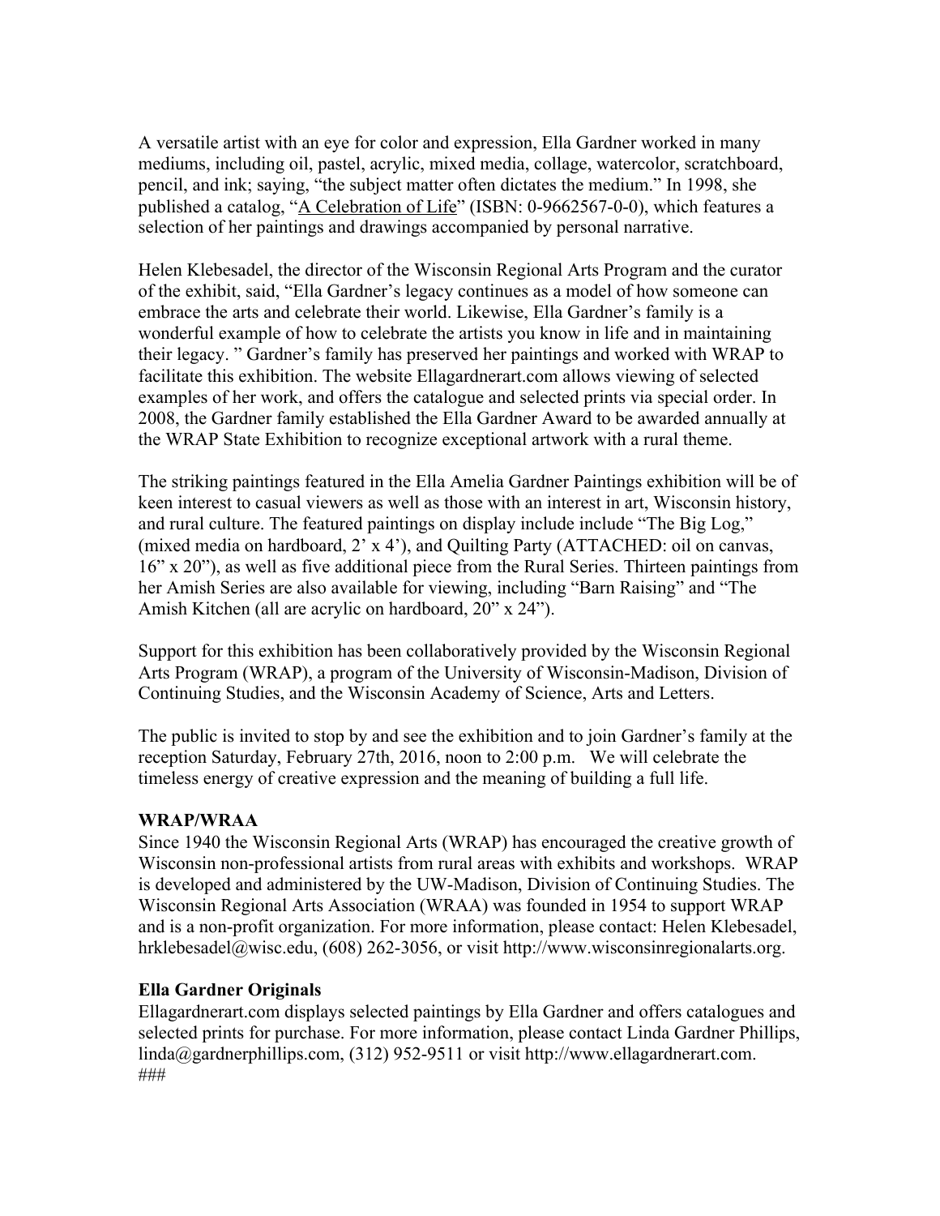A versatile artist with an eye for color and expression, Ella Gardner worked in many mediums, including oil, pastel, acrylic, mixed media, collage, watercolor, scratchboard, pencil, and ink; saying, "the subject matter often dictates the medium." In 1998, she published a catalog, "A Celebration of Life" (ISBN: 0-9662567-0-0), which features a selection of her paintings and drawings accompanied by personal narrative.

Helen Klebesadel, the director of the Wisconsin Regional Arts Program and the curator of the exhibit, said, "Ella Gardner's legacy continues as a model of how someone can embrace the arts and celebrate their world. Likewise, Ella Gardner's family is a wonderful example of how to celebrate the artists you know in life and in maintaining their legacy. " Gardner's family has preserved her paintings and worked with WRAP to facilitate this exhibition. The website Ellagardnerart.com allows viewing of selected examples of her work, and offers the catalogue and selected prints via special order. In 2008, the Gardner family established the Ella Gardner Award to be awarded annually at the WRAP State Exhibition to recognize exceptional artwork with a rural theme.

The striking paintings featured in the Ella Amelia Gardner Paintings exhibition will be of keen interest to casual viewers as well as those with an interest in art, Wisconsin history, and rural culture. The featured paintings on display include include "The Big Log," (mixed media on hardboard, 2' x 4'), and Quilting Party (ATTACHED: oil on canvas, 16" x 20"), as well as five additional piece from the Rural Series. Thirteen paintings from her Amish Series are also available for viewing, including "Barn Raising" and "The Amish Kitchen (all are acrylic on hardboard, 20" x 24").

Support for this exhibition has been collaboratively provided by the Wisconsin Regional Arts Program (WRAP), a program of the University of Wisconsin-Madison, Division of Continuing Studies, and the Wisconsin Academy of Science, Arts and Letters.

The public is invited to stop by and see the exhibition and to join Gardner's family at the reception Saturday, February 27th, 2016, noon to 2:00 p.m. We will celebrate the timeless energy of creative expression and the meaning of building a full life.

**WRAP/WRAA**

Since 1940 the Wisconsin Regional Arts (WRAP) has encouraged the creative growth of Wisconsin non-professional artists from rural areas with exhibits and workshops. WRAP is developed and administered by the UW-Madison, Division of Continuing Studies. The Wisconsin Regional Arts Association (WRAA) was founded in 1954 to support WRAP and is a non-profit organization. For more information, please contact: Helen Klebesadel, hrklebesadel@wisc.edu, (608) 262-3056, or visit http://www.wisconsinregionalarts.org.

**Ella Gardner Originals**

Ellagardnerart.com displays selected paintings by Ella Gardner and offers catalogues and selected prints for purchase. For more information, please contact Linda Gardner Phillips, linda@gardnerphillips.com, (312) 952-9511 or visit http://www.ellagardnerart.com.

###